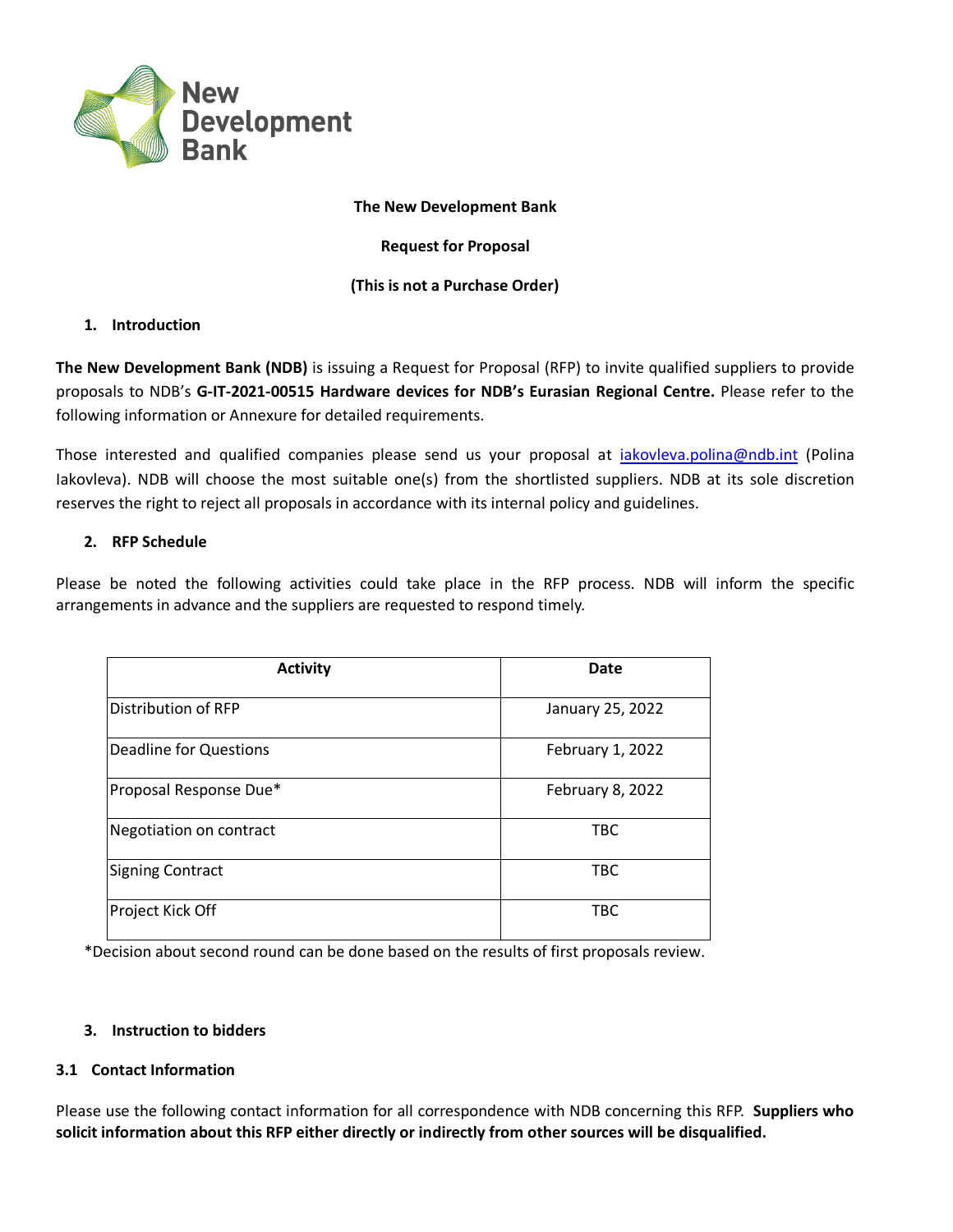**The New Development Bank**

**Request for Proposal**

**(This is not a Purchase Order)**

## 1. Introduction

**The New Development Bank (NDB)** is issuing a Request for Proposal (RFP) to invite qualified suppliers to provide proposals to NDB's **G-IT-2021-00515 Hardware devices for NDB's Eurasian Regional Centre.** Please refer to the following information or Annexure for detailed requirements.

Those interested and qualified companies please send us your proposal at iakovleva.polina@ndb.int (Polina Iakovleva). NDB will choose the most suitable one(s) from the shortlisted suppliers. NDB at its sole discretion reserves the right to reject all proposals in accordance with its internal policy and guidelines.

## 2. RFP Schedule

Please be noted the following activities could take place in the RFP process. NDB will inform the specific arrangements in advance and the suppliers are requested to respond timely.

| Activity | Date |
|---|---|
| Distribution of RFP | January 25, 2022 |
| Deadline for Questions | February 1, 2022 |
| Proposal Response Due* | February 8, 2022 |
| Negotiation on contract | TBC |
| Signing Contract | TBC |
| Project Kick Off | TBC |

*Decision about second round can be done based on the results of first proposals review.

## 3. Instruction to bidders

### 3.1 Contact Information

Please use the following contact information for all correspondence with NDB concerning this RFP. **Suppliers who solicit information about this RFP either directly or indirectly from other sources will be disqualified.**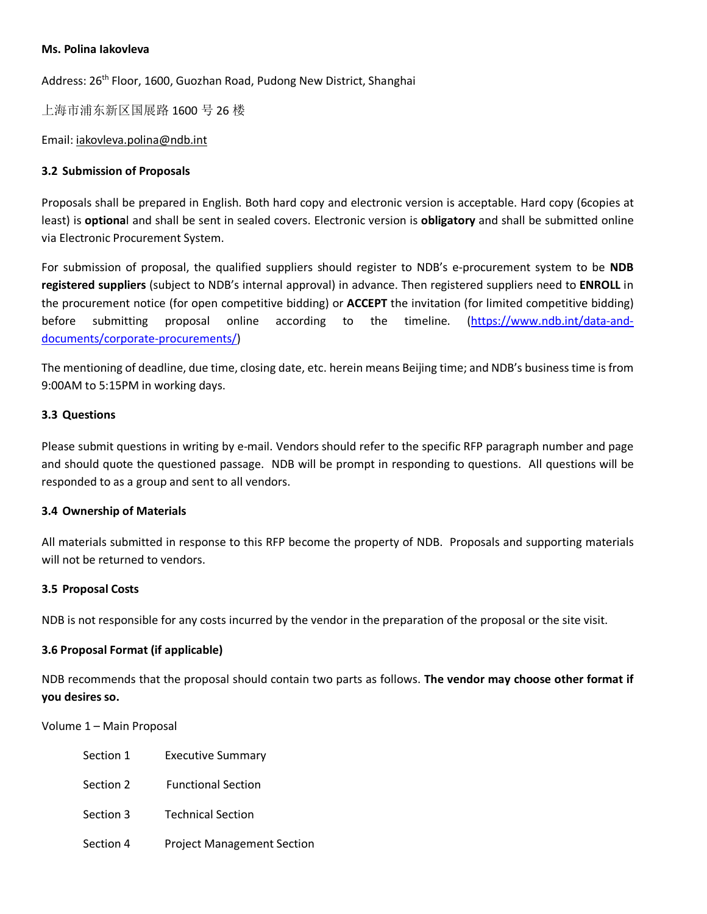**Ms. Polina Iakovleva**

Address: 26th Floor, 1600, Guozhan Road, Pudong New District, Shanghai

上海市浦东新区国展路 1600 号 26 楼

Email: iakovleva.polina@ndb.int

### 3.2 Submission of Proposals

Proposals shall be prepared in English. Both hard copy and electronic version is acceptable. Hard copy (6copies at least) is **optiona**l and shall be sent in sealed covers. Electronic version is **obligatory** and shall be submitted online via Electronic Procurement System.

For submission of proposal, the qualified suppliers should register to NDB's e-procurement system to be **NDB registered suppliers** (subject to NDB's internal approval) in advance. Then registered suppliers need to **ENROLL** in the procurement notice (for open competitive bidding) or **ACCEPT** the invitation (for limited competitive bidding) before submitting proposal online according to the timeline. (https://www.ndb.int/data-and-documents/corporate-procurements/)

The mentioning of deadline, due time, closing date, etc. herein means Beijing time; and NDB's business time is from 9:00AM to 5:15PM in working days.

### 3.3 Questions

Please submit questions in writing by e-mail. Vendors should refer to the specific RFP paragraph number and page and should quote the questioned passage. NDB will be prompt in responding to questions. All questions will be responded to as a group and sent to all vendors.

### 3.4 Ownership of Materials

All materials submitted in response to this RFP become the property of NDB. Proposals and supporting materials will not be returned to vendors.

### 3.5 Proposal Costs

NDB is not responsible for any costs incurred by the vendor in the preparation of the proposal or the site visit.

### 3.6 Proposal Format (if applicable)

NDB recommends that the proposal should contain two parts as follows. **The vendor may choose other format if you desires so.**

Volume 1 – Main Proposal

- Section 1 Executive Summary
- Section 2 Functional Section
- Section 3 Technical Section
- Section 4 Project Management Section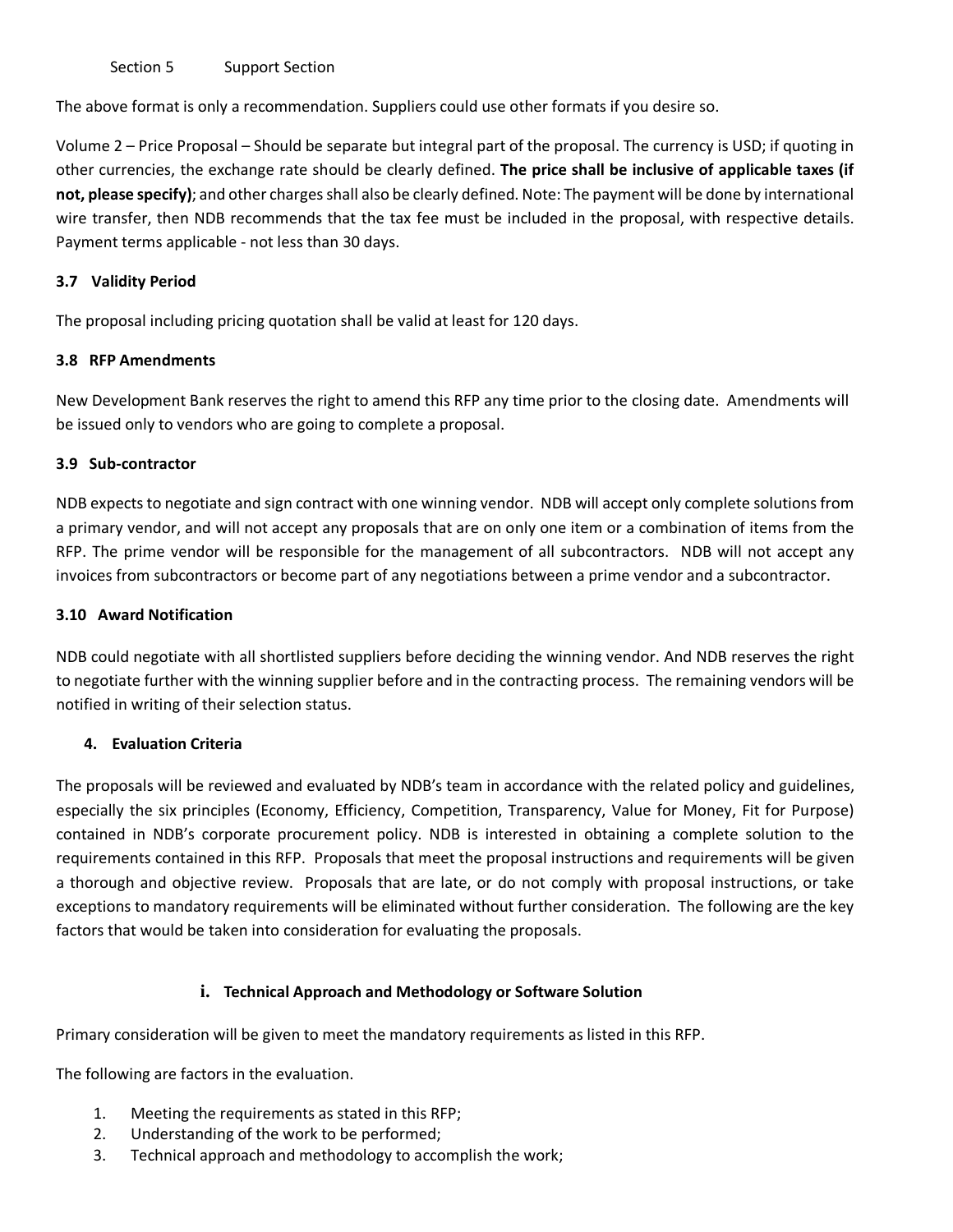Section 5 Support Section

The above format is only a recommendation. Suppliers could use other formats if you desire so.

Volume 2 – Price Proposal – Should be separate but integral part of the proposal. The currency is USD; if quoting in other currencies, the exchange rate should be clearly defined. **The price shall be inclusive of applicable taxes (if not, please specify)**; and other charges shall also be clearly defined. Note: The payment will be done by international wire transfer, then NDB recommends that the tax fee must be included in the proposal, with respective details. Payment terms applicable - not less than 30 days.

### 3.7 Validity Period

The proposal including pricing quotation shall be valid at least for 120 days.

### 3.8 RFP Amendments

New Development Bank reserves the right to amend this RFP any time prior to the closing date. Amendments will be issued only to vendors who are going to complete a proposal.

### 3.9 Sub-contractor

NDB expects to negotiate and sign contract with one winning vendor. NDB will accept only complete solutions from a primary vendor, and will not accept any proposals that are on only one item or a combination of items from the RFP. The prime vendor will be responsible for the management of all subcontractors. NDB will not accept any invoices from subcontractors or become part of any negotiations between a prime vendor and a subcontractor.

### 3.10 Award Notification

NDB could negotiate with all shortlisted suppliers before deciding the winning vendor. And NDB reserves the right to negotiate further with the winning supplier before and in the contracting process. The remaining vendors will be notified in writing of their selection status.

## 4. Evaluation Criteria

The proposals will be reviewed and evaluated by NDB's team in accordance with the related policy and guidelines, especially the six principles (Economy, Efficiency, Competition, Transparency, Value for Money, Fit for Purpose) contained in NDB's corporate procurement policy. NDB is interested in obtaining a complete solution to the requirements contained in this RFP. Proposals that meet the proposal instructions and requirements will be given a thorough and objective review. Proposals that are late, or do not comply with proposal instructions, or take exceptions to mandatory requirements will be eliminated without further consideration. The following are the key factors that would be taken into consideration for evaluating the proposals.

### i. Technical Approach and Methodology or Software Solution

Primary consideration will be given to meet the mandatory requirements as listed in this RFP.

The following are factors in the evaluation.

1. Meeting the requirements as stated in this RFP;
2. Understanding of the work to be performed;
3. Technical approach and methodology to accomplish the work;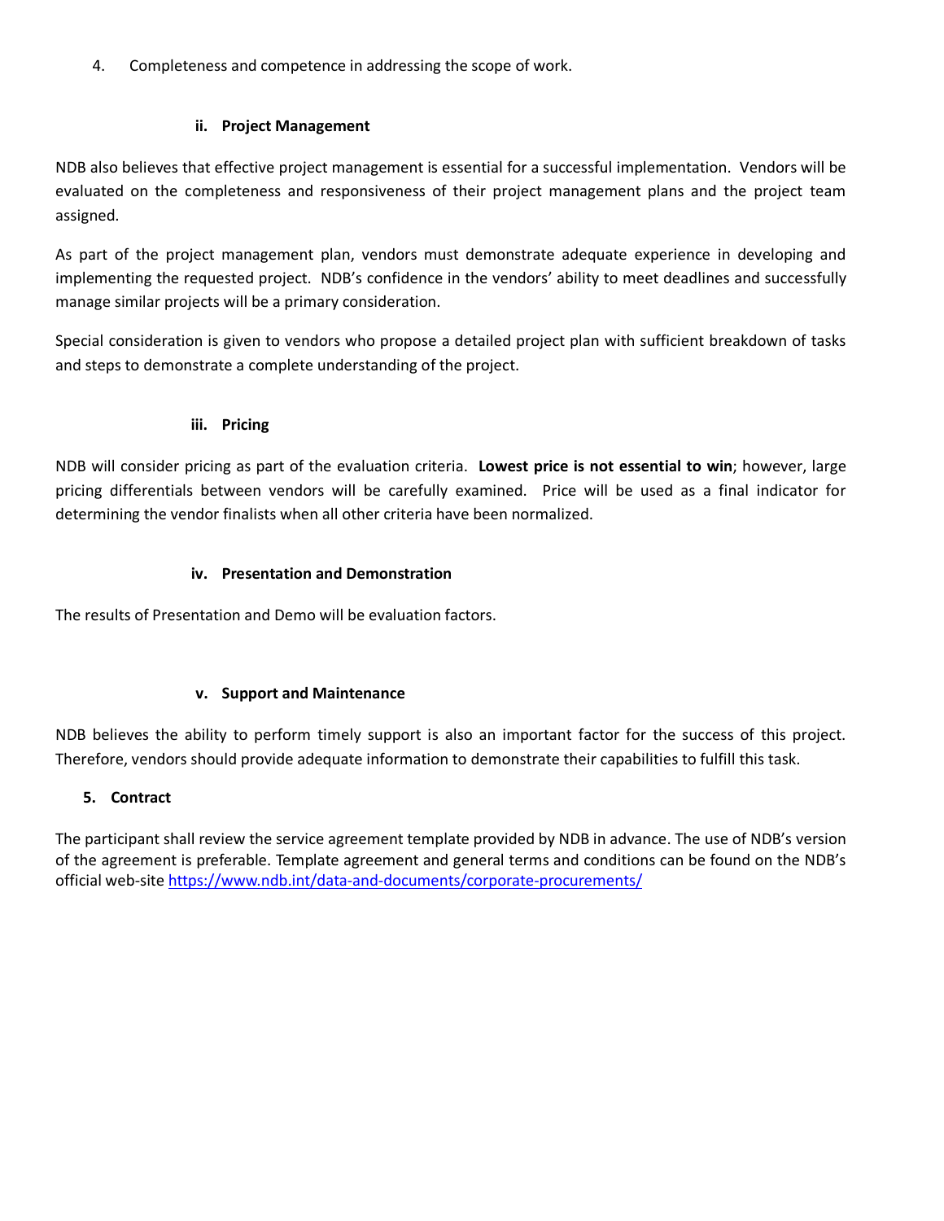4. Completeness and competence in addressing the scope of work.

### ii. Project Management

NDB also believes that effective project management is essential for a successful implementation. Vendors will be evaluated on the completeness and responsiveness of their project management plans and the project team assigned.

As part of the project management plan, vendors must demonstrate adequate experience in developing and implementing the requested project. NDB's confidence in the vendors' ability to meet deadlines and successfully manage similar projects will be a primary consideration.

Special consideration is given to vendors who propose a detailed project plan with sufficient breakdown of tasks and steps to demonstrate a complete understanding of the project.

### iii. Pricing

NDB will consider pricing as part of the evaluation criteria. **Lowest price is not essential to win**; however, large pricing differentials between vendors will be carefully examined. Price will be used as a final indicator for determining the vendor finalists when all other criteria have been normalized.

### iv. Presentation and Demonstration

The results of Presentation and Demo will be evaluation factors.

### v. Support and Maintenance

NDB believes the ability to perform timely support is also an important factor for the success of this project. Therefore, vendors should provide adequate information to demonstrate their capabilities to fulfill this task.

## 5. Contract

The participant shall review the service agreement template provided by NDB in advance. The use of NDB's version of the agreement is preferable. Template agreement and general terms and conditions can be found on the NDB's official web-site [https://www.ndb.int/data-and-documents/corporate-procurements/](https://www.ndb.int/data-and-documents/corporate-procurements/)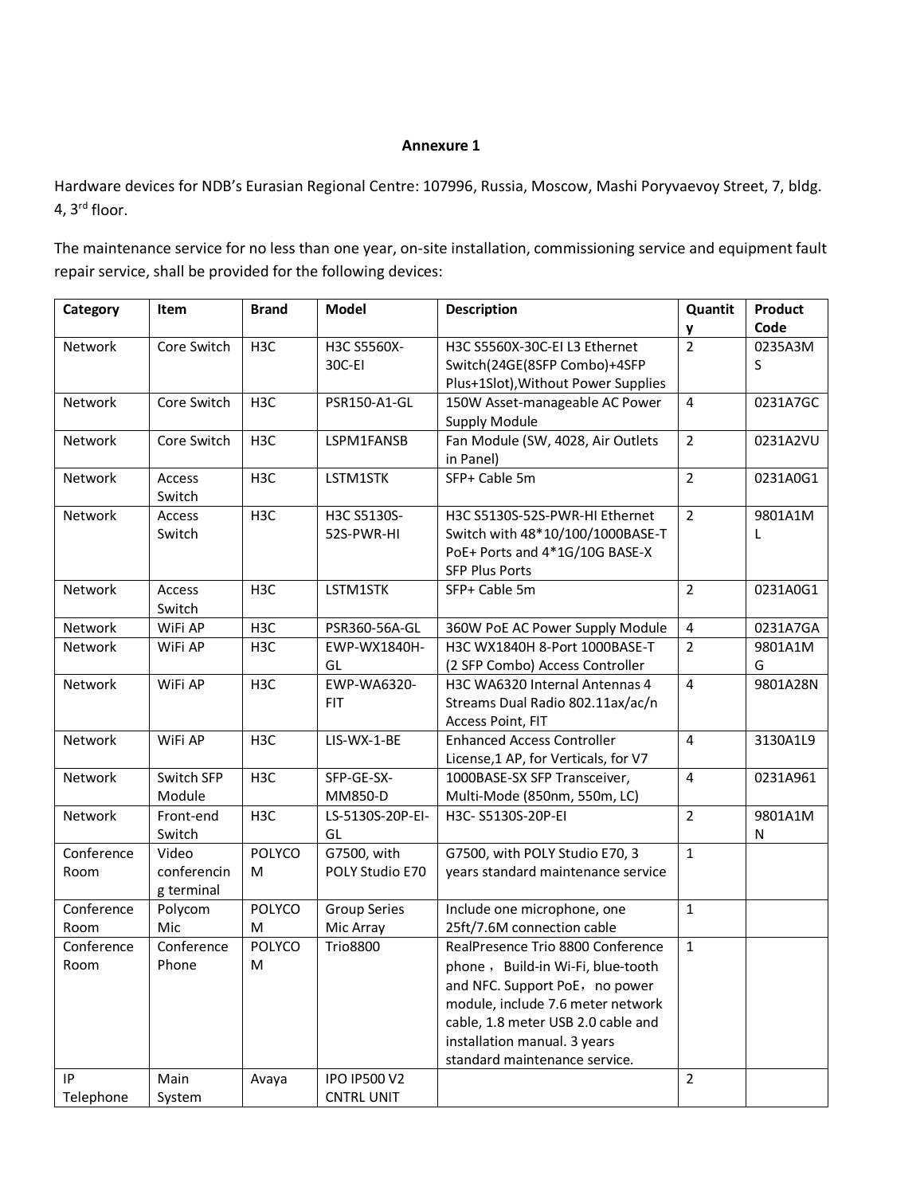**Annexure 1**

Hardware devices for NDB's Eurasian Regional Centre: 107996, Russia, Moscow, Mashi Poryvaevoy Street, 7, bldg. 4, 3rd floor.

The maintenance service for no less than one year, on-site installation, commissioning service and equipment fault repair service, shall be provided for the following devices:

| Category | Item | Brand | Model | Description | Quantity | Product Code |
|---|---|---|---|---|---|---|
| Network | Core Switch | H3C | H3C S5560X-30C-EI | H3C S5560X-30C-EI L3 Ethernet Switch(24GE(8SFP Combo)+4SFP Plus+1Slot),Without Power Supplies | 2 | 0235A3MS |
| Network | Core Switch | H3C | PSR150-A1-GL | 150W Asset-manageable AC Power Supply Module | 4 | 0231A7GC |
| Network | Core Switch | H3C | LSPM1FANSB | Fan Module (SW, 4028, Air Outlets in Panel) | 2 | 0231A2VU |
| Network | Access Switch | H3C | LSTM1STK | SFP+ Cable 5m | 2 | 0231A0G1 |
| Network | Access Switch | H3C | H3C S5130S-52S-PWR-HI | H3C S5130S-52S-PWR-HI Ethernet Switch with 48*10/100/1000BASE-T PoE+ Ports and 4*1G/10G BASE-X SFP Plus Ports | 2 | 9801A1ML |
| Network | Access Switch | H3C | LSTM1STK | SFP+ Cable 5m | 2 | 0231A0G1 |
| Network | WiFi AP | H3C | PSR360-56A-GL | 360W PoE AC Power Supply Module | 4 | 0231A7GA |
| Network | WiFi AP | H3C | EWP-WX1840H-GL | H3C WX1840H 8-Port 1000BASE-T (2 SFP Combo) Access Controller | 2 | 9801A1MG |
| Network | WiFi AP | H3C | EWP-WA6320-FIT | H3C WA6320 Internal Antennas 4 Streams Dual Radio 802.11ax/ac/n Access Point, FIT | 4 | 9801A28N |
| Network | WiFi AP | H3C | LIS-WX-1-BE | Enhanced Access Controller License,1 AP, for Verticals, for V7 | 4 | 3130A1L9 |
| Network | Switch SFP Module | H3C | SFP-GE-SX-MM850-D | 1000BASE-SX SFP Transceiver, Multi-Mode (850nm, 550m, LC) | 4 | 0231A961 |
| Network | Front-end Switch | H3C | LS-5130S-20P-EI-GL | H3C- S5130S-20P-EI | 2 | 9801A1MN |
| Conference Room | Video conferencing terminal | POLYCOM | G7500, with POLY Studio E70 | G7500, with POLY Studio E70, 3 years standard maintenance service | 1 | |
| Conference Room | Polycom Mic | POLYCOM | Group Series Mic Array | Include one microphone, one 25ft/7.6M connection cable | 1 | |
| Conference Room | Conference Phone | POLYCOM | Trio8800 | RealPresence Trio 8800 Conference phone， Build-in Wi-Fi, blue-tooth and NFC. Support PoE，no power module, include 7.6 meter network cable, 1.8 meter USB 2.0 cable and installation manual. 3 years standard maintenance service. | 1 | |
| IP Telephone | Main System | Avaya | IPO IP500 V2 CNTRL UNIT | | 2 | |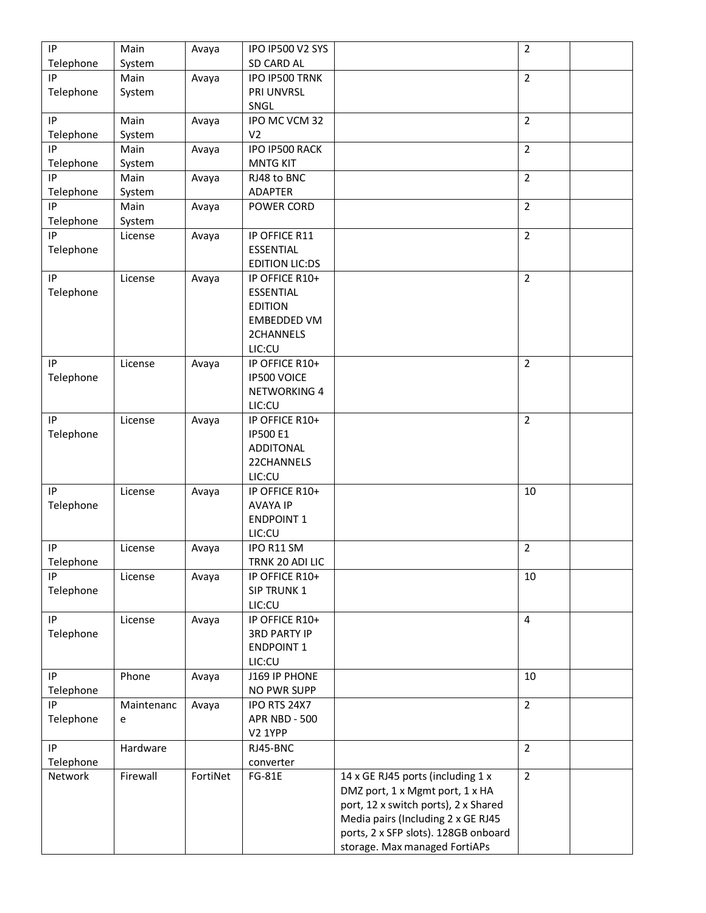| IP Telephone | Main System | Avaya | IPO IP500 V2 SYS SD CARD AL | | 2 | |
|---|---|---|---|---|---|---|
| IP Telephone | Main System | Avaya | IPO IP500 TRNK PRI UNVRSL SNGL | | 2 | |
| IP Telephone | Main System | Avaya | IPO MC VCM 32 V2 | | 2 | |
| IP Telephone | Main System | Avaya | IPO IP500 RACK MNTG KIT | | 2 | |
| IP Telephone | Main System | Avaya | RJ48 to BNC ADAPTER | | 2 | |
| IP Telephone | Main System | Avaya | POWER CORD | | 2 | |
| IP Telephone | License | Avaya | IP OFFICE R11 ESSENTIAL EDITION LIC:DS | | 2 | |
| IP Telephone | License | Avaya | IP OFFICE R10+ ESSENTIAL EDITION EMBEDDED VM 2CHANNELS LIC:CU | | 2 | |
| IP Telephone | License | Avaya | IP OFFICE R10+ IP500 VOICE NETWORKING 4 LIC:CU | | 2 | |
| IP Telephone | License | Avaya | IP OFFICE R10+ IP500 E1 ADDITONAL 22CHANNELS LIC:CU | | 2 | |
| IP Telephone | License | Avaya | IP OFFICE R10+ AVAYA IP ENDPOINT 1 LIC:CU | | 10 | |
| IP Telephone | License | Avaya | IPO R11 SM TRNK 20 ADI LIC | | 2 | |
| IP Telephone | License | Avaya | IP OFFICE R10+ SIP TRUNK 1 LIC:CU | | 10 | |
| IP Telephone | License | Avaya | IP OFFICE R10+ 3RD PARTY IP ENDPOINT 1 LIC:CU | | 4 | |
| IP Telephone | Phone | Avaya | J169 IP PHONE NO PWR SUPP | | 10 | |
| IP Telephone | Maintenance | Avaya | IPO RTS 24X7 APR NBD - 500 V2 1YPP | | 2 | |
| IP Telephone | Hardware | | RJ45-BNC converter | | 2 | |
| Network | Firewall | FortiNet | FG-81E | 14 x GE RJ45 ports (including 1 x DMZ port, 1 x Mgmt port, 1 x HA port, 12 x switch ports), 2 x Shared Media pairs (Including 2 x GE RJ45 ports, 2 x SFP slots). 128GB onboard storage. Max managed FortiAPs | 2 | |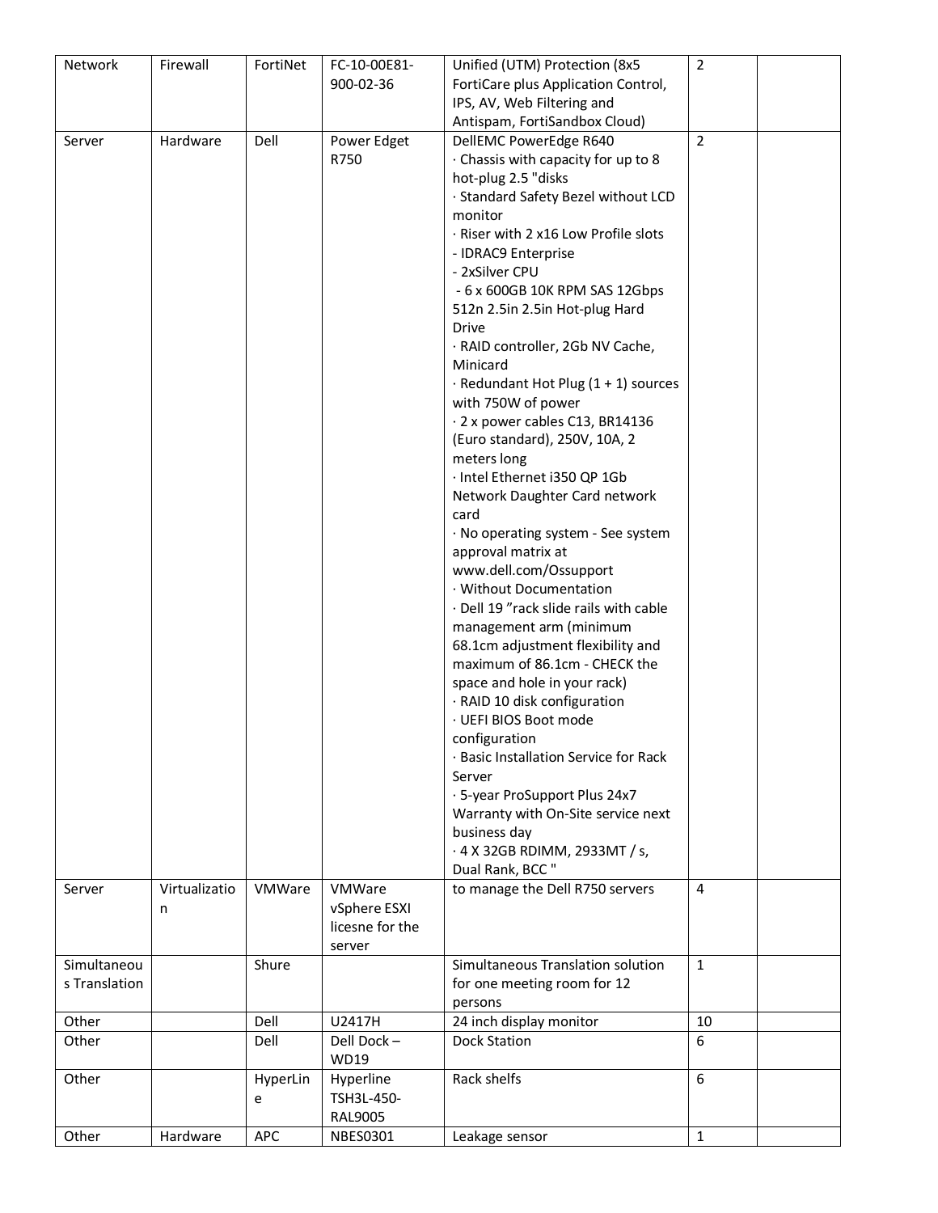| Network | Firewall | FortiNet | FC-10-00E81-900-02-36 | Unified (UTM) Protection (8x5 FortiCare plus Application Control, IPS, AV, Web Filtering and Antispam, FortiSandbox Cloud) | 2 | |
|---|---|---|---|---|---|---|
| Server | Hardware | Dell | Power Edget R750 | DellEMC PowerEdge R640<br>· Chassis with capacity for up to 8 hot-plug 2.5 "disks<br>· Standard Safety Bezel without LCD monitor<br>· Riser with 2 x16 Low Profile slots<br>- IDRAC9 Enterprise<br>- 2xSilver CPU<br>- 6 x 600GB 10K RPM SAS 12Gbps 512n 2.5in 2.5in Hot-plug Hard Drive<br>· RAID controller, 2Gb NV Cache, Minicard<br>· Redundant Hot Plug (1 + 1) sources with 750W of power<br>· 2 x power cables C13, BR14136 (Euro standard), 250V, 10A, 2 meters long<br>· Intel Ethernet i350 QP 1Gb Network Daughter Card network card<br>· No operating system - See system approval matrix at www.dell.com/Ossupport<br>· Without Documentation<br>· Dell 19 ”rack slide rails with cable management arm (minimum 68.1cm adjustment flexibility and maximum of 86.1cm - CHECK the space and hole in your rack)<br>· RAID 10 disk configuration<br>· UEFI BIOS Boot mode configuration<br>· Basic Installation Service for Rack Server<br>· 5-year ProSupport Plus 24x7 Warranty with On-Site service next business day<br>· 4 X 32GB RDIMM, 2933MT / s, Dual Rank, BCC " | 2 | |
| Server | Virtualization | VMWare | VMWare vSphere ESXI licesne for the server | to manage the Dell R750 servers | 4 | |
| Simultaneous Translation | | Shure | | Simultaneous Translation solution for one meeting room for 12 persons | 1 | |
| Other | | Dell | U2417H | 24 inch display monitor | 10 | |
| Other | | Dell | Dell Dock – WD19 | Dock Station | 6 | |
| Other | | HyperLine | Hyperline TSH3L-450-RAL9005 | Rack shelfs | 6 | |
| Other | Hardware | APC | NBES0301 | Leakage sensor | 1 | |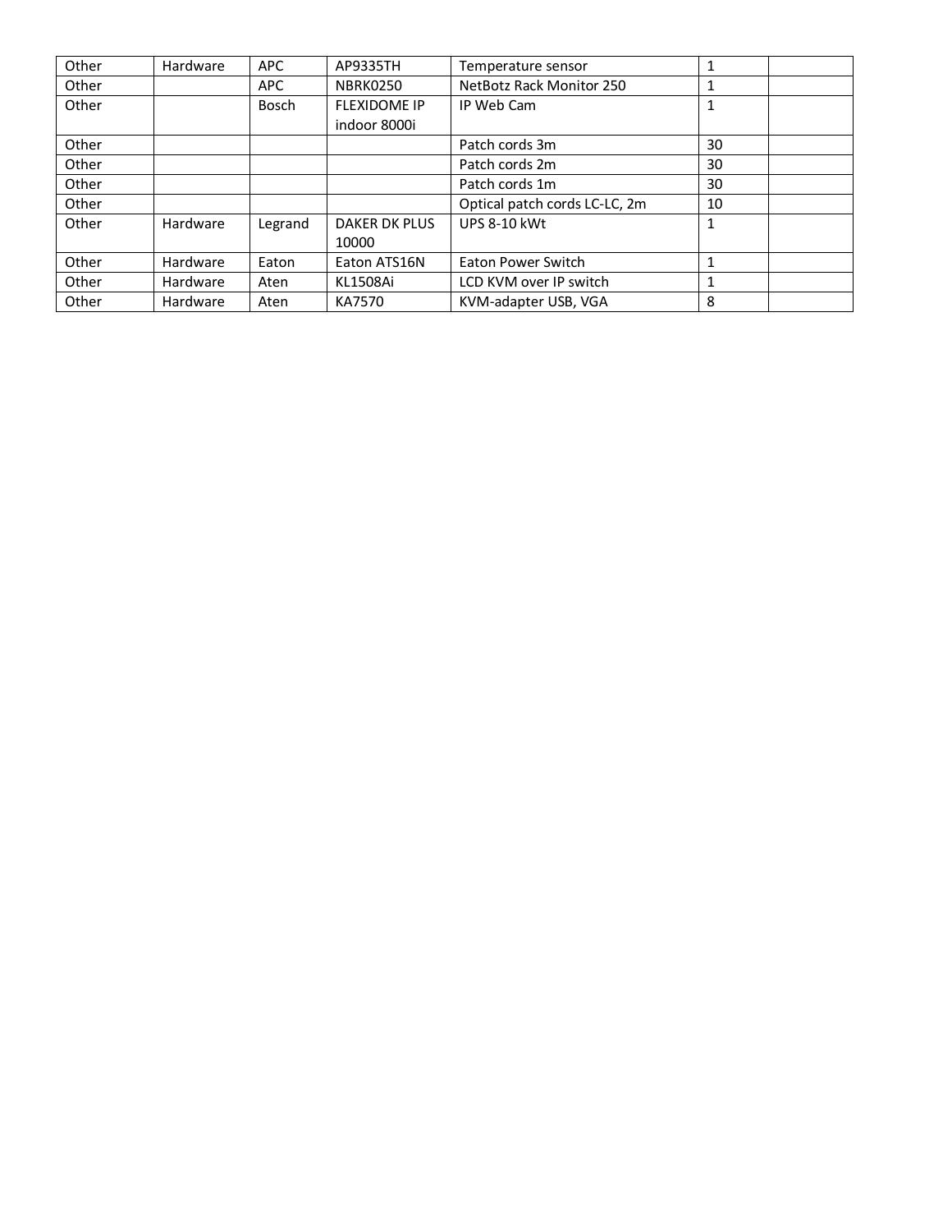| | | | | | | |
|---|---|---|---|---|---|---|
| Other | Hardware | APC | AP9335TH | Temperature sensor | 1 | |
| Other | | APC | NBRK0250 | NetBotz Rack Monitor 250 | 1 | |
| Other | | Bosch | FLEXIDOME IP indoor 8000i | IP Web Cam | 1 | |
| Other | | | | Patch cords 3m | 30 | |
| Other | | | | Patch cords 2m | 30 | |
| Other | | | | Patch cords 1m | 30 | |
| Other | | | | Optical patch cords LC-LC, 2m | 10 | |
| Other | Hardware | Legrand | DAKER DK PLUS 10000 | UPS 8-10 kWt | 1 | |
| Other | Hardware | Eaton | Eaton ATS16N | Eaton Power Switch | 1 | |
| Other | Hardware | Aten | KL1508Ai | LCD KVM over IP switch | 1 | |
| Other | Hardware | Aten | KA7570 | KVM-adapter USB, VGA | 8 | |